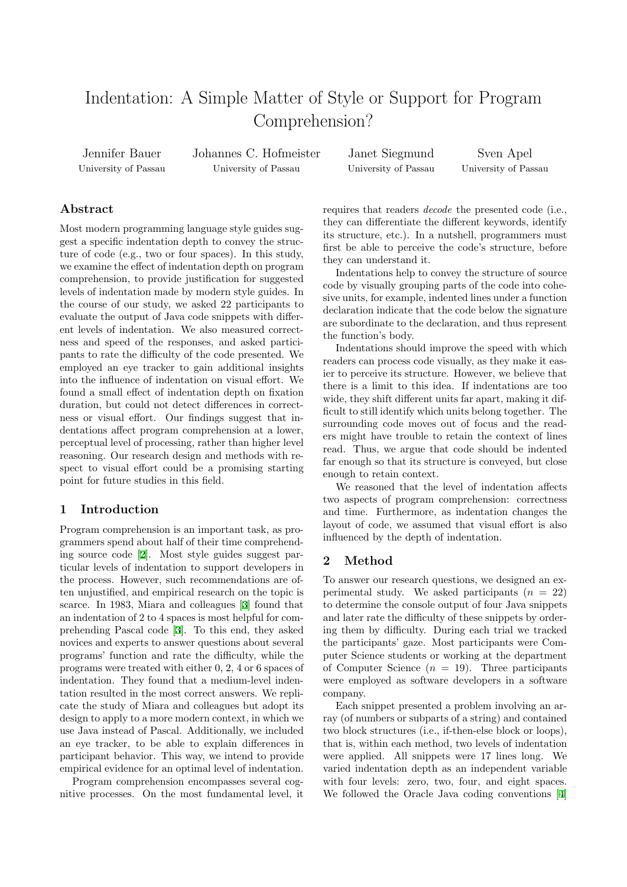# Indentation: A Simple Matter of Style or Support for Program Comprehension?

Jennifer Bauer, University of Passau
Johannes C. Hofmeister, University of Passau
Janet Siegmund, University of Passau
Sven Apel, University of Passau

## Abstract

Most modern programming language style guides suggest a specific indentation depth to convey the structure of code (e.g., two or four spaces). In this study, we examine the effect of indentation depth on program comprehension, to provide justification for suggested levels of indentation made by modern style guides. In the course of our study, we asked 22 participants to evaluate the output of Java code snippets with different levels of indentation. We also measured correctness and speed of the responses, and asked participants to rate the difficulty of the code presented. We employed an eye tracker to gain additional insights into the influence of indentation on visual effort. We found a small effect of indentation depth on fixation duration, but could not detect differences in correctness or visual effort. Our findings suggest that indentations affect program comprehension at a lower, perceptual level of processing, rather than higher level reasoning. Our research design and methods with respect to visual effort could be a promising starting point for future studies in this field.

## 1 Introduction

Program comprehension is an important task, as programmers spend about half of their time comprehending source code [2]. Most style guides suggest particular levels of indentation to support developers in the process. However, such recommendations are often unjustified, and empirical research on the topic is scarce. In 1983, Miara and colleagues [3] found that an indentation of 2 to 4 spaces is most helpful for comprehending Pascal code [3]. To this end, they asked novices and experts to answer questions about several programs' function and rate the difficulty, while the programs were treated with either 0, 2, 4 or 6 spaces of indentation. They found that a medium-level indentation resulted in the most correct answers. We replicate the study of Miara and colleagues but adopt its design to apply to a more modern context, in which we use Java instead of Pascal. Additionally, we included an eye tracker, to be able to explain differences in participant behavior. This way, we intend to provide empirical evidence for an optimal level of indentation.

Program comprehension encompasses several cognitive processes. On the most fundamental level, it requires that readers *decode* the presented code (i.e., they can differentiate the different keywords, identify its structure, etc.). In a nutshell, programmers must first be able to perceive the code's structure, before they can understand it.

Indentations help to convey the structure of source code by visually grouping parts of the code into cohesive units, for example, indented lines under a function declaration indicate that the code below the signature are subordinate to the declaration, and thus represent the function's body.

Indentations should improve the speed with which readers can process code visually, as they make it easier to perceive its structure. However, we believe that there is a limit to this idea. If indentations are too wide, they shift different units far apart, making it difficult to still identify which units belong together. The surrounding code moves out of focus and the readers might have trouble to retain the context of lines read. Thus, we argue that code should be indented far enough so that its structure is conveyed, but close enough to retain context.

We reasoned that the level of indentation affects two aspects of program comprehension: correctness and time. Furthermore, as indentation changes the layout of code, we assumed that visual effort is also influenced by the depth of indentation.

## 2 Method

To answer our research questions, we designed an experimental study. We asked participants ($n = 22$) to determine the console output of four Java snippets and later rate the difficulty of these snippets by ordering them by difficulty. During each trial we tracked the participants' gaze. Most participants were Computer Science students or working at the department of Computer Science ($n = 19$). Three participants were employed as software developers in a software company.

Each snippet presented a problem involving an array (of numbers or subparts of a string) and contained two block structures (i.e., if-then-else block or loops), that is, within each method, two levels of indentation were applied. All snippets were 17 lines long. We varied indentation depth as an independent variable with four levels: zero, two, four, and eight spaces. We followed the Oracle Java coding conventions [4]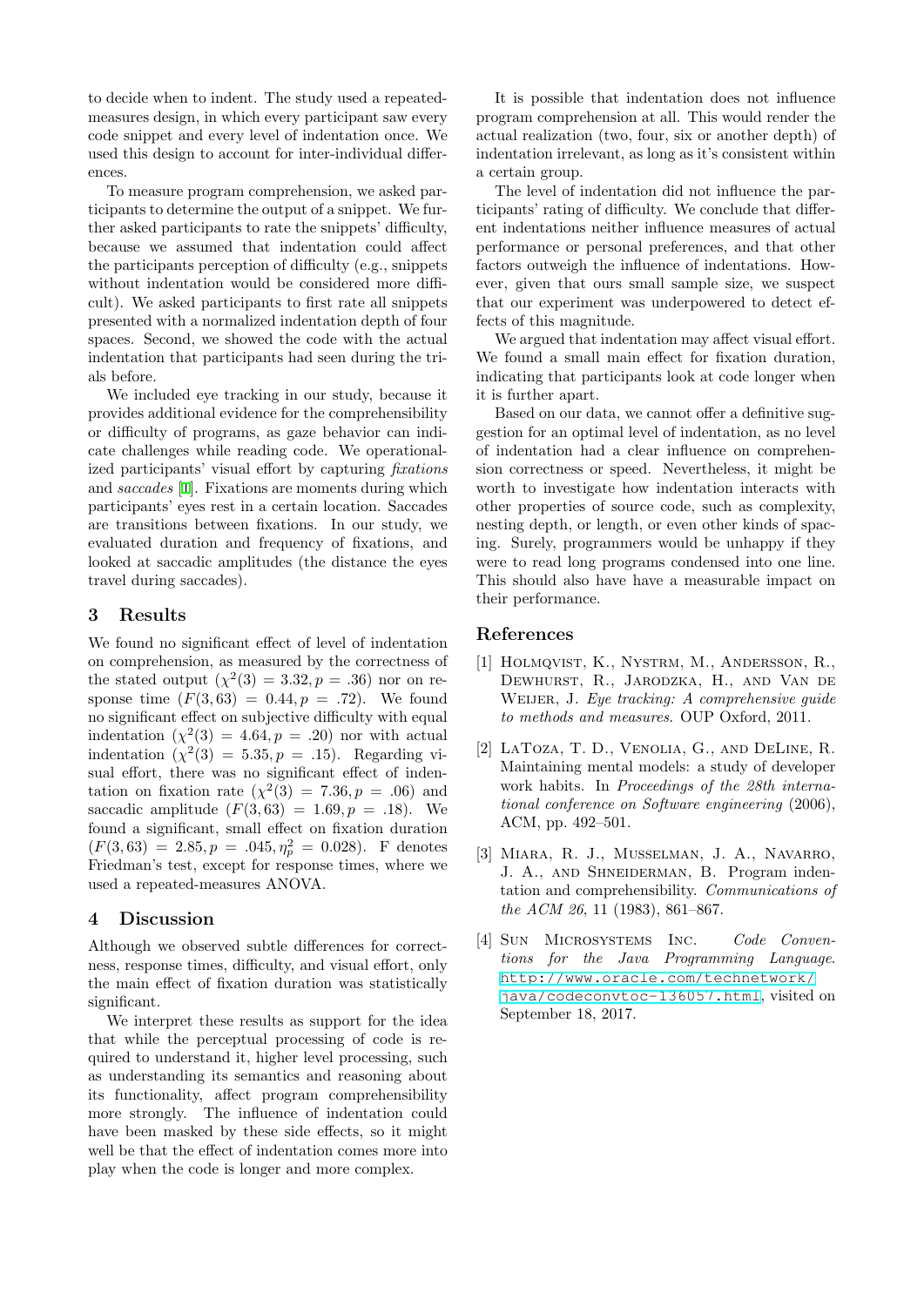to decide when to indent. The study used a repeated-measures design, in which every participant saw every code snippet and every level of indentation once. We used this design to account for inter-individual differences.

To measure program comprehension, we asked participants to determine the output of a snippet. We further asked participants to rate the snippets' difficulty, because we assumed that indentation could affect the participants perception of difficulty (e.g., snippets without indentation would be considered more difficult). We asked participants to first rate all snippets presented with a normalized indentation depth of four spaces. Second, we showed the code with the actual indentation that participants had seen during the trials before.

We included eye tracking in our study, because it provides additional evidence for the comprehensibility or difficulty of programs, as gaze behavior can indicate challenges while reading code. We operationalized participants' visual effort by capturing *fixations* and *saccades* [1]. Fixations are moments during which participants' eyes rest in a certain location. Saccades are transitions between fixations. In our study, we evaluated duration and frequency of fixations, and looked at saccadic amplitudes (the distance the eyes travel during saccades).

## 3 Results

We found no significant effect of level of indentation on comprehension, as measured by the correctness of the stated output ($\chi^2(3) = 3.32, p = .36$) nor on response time ($F(3, 63) = 0.44, p = .72$). We found no significant effect on subjective difficulty with equal indentation ($\chi^2(3) = 4.64, p = .20$) nor with actual indentation ($\chi^2(3) = 5.35, p = .15$). Regarding visual effort, there was no significant effect of indentation on fixation rate ($\chi^2(3) = 7.36, p = .06$) and saccadic amplitude ($F(3, 63) = 1.69, p = .18$). We found a significant, small effect on fixation duration ($F(3, 63) = 2.85, p = .045, \eta_p^2 = 0.028$). F denotes Friedman's test, except for response times, where we used a repeated-measures ANOVA.

## 4 Discussion

Although we observed subtle differences for correctness, response times, difficulty, and visual effort, only the main effect of fixation duration was statistically significant.

We interpret these results as support for the idea that while the perceptual processing of code is required to understand it, higher level processing, such as understanding its semantics and reasoning about its functionality, affect program comprehensibility more strongly. The influence of indentation could have been masked by these side effects, so it might well be that the effect of indentation comes more into play when the code is longer and more complex.

It is possible that indentation does not influence program comprehension at all. This would render the actual realization (two, four, six or another depth) of indentation irrelevant, as long as it's consistent within a certain group.

The level of indentation did not influence the participants' rating of difficulty. We conclude that different indentations neither influence measures of actual performance or personal preferences, and that other factors outweigh the influence of indentations. However, given that ours small sample size, we suspect that our experiment was underpowered to detect effects of this magnitude.

We argued that indentation may affect visual effort. We found a small main effect for fixation duration, indicating that participants look at code longer when it is further apart.

Based on our data, we cannot offer a definitive suggestion for an optimal level of indentation, as no level of indentation had a clear influence on comprehension correctness or speed. Nevertheless, it might be worth to investigate how indentation interacts with other properties of source code, such as complexity, nesting depth, or length, or even other kinds of spacing. Surely, programmers would be unhappy if they were to read long programs condensed into one line. This should also have have a measurable impact on their performance.

## References

[1] Holmqvist, K., Nystrm, M., Andersson, R., Dewhurst, R., Jarodzka, H., and Van de Weijer, J. *Eye tracking: A comprehensive guide to methods and measures*. OUP Oxford, 2011.

[2] LaToza, T. D., Venolia, G., and DeLine, R. Maintaining mental models: a study of developer work habits. In *Proceedings of the 28th international conference on Software engineering* (2006), ACM, pp. 492–501.

[3] Miara, R. J., Musselman, J. A., Navarro, J. A., and Shneiderman, B. Program indentation and comprehensibility. *Communications of the ACM 26*, 11 (1983), 861–867.

[4] Sun Microsystems Inc. *Code Conventions for the Java Programming Language*. http://www.oracle.com/technetwork/java/codeconvtoc-136057.html, visited on September 18, 2017.